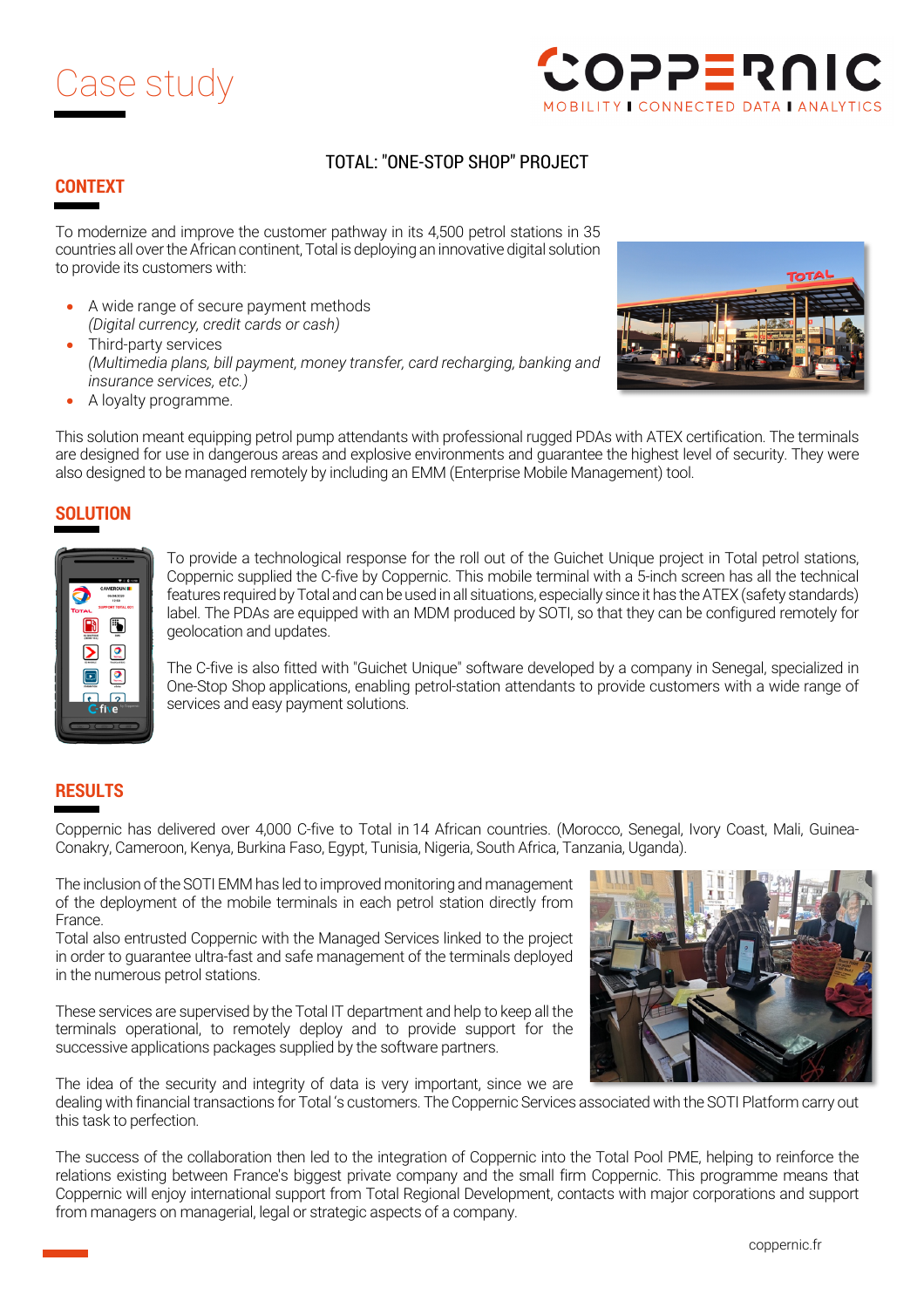# Case study

## TOTAL: "ONE-STOP SHOP" PROJECT

## CONTEXT

To modernize and improve the customer pathway in its 4,500 petrol stations in 35 countries all over the African continent, Total is deploying an innovative digital solution to provide its customers with:

- A wide range of secure payment methods
  *(Digital currency, credit cards or cash)*
- Third-party services
  *(Multimedia plans, bill payment, money transfer, card recharging, banking and insurance services, etc.)*
- A loyalty programme.

This solution meant equipping petrol pump attendants with professional rugged PDAs with ATEX certification. The terminals are designed for use in dangerous areas and explosive environments and guarantee the highest level of security. They were also designed to be managed remotely by including an EMM (Enterprise Mobile Management) tool.

## SOLUTION

To provide a technological response for the roll out of the Guichet Unique project in Total petrol stations, Coppernic supplied the C-five by Coppernic. This mobile terminal with a 5-inch screen has all the technical features required by Total and can be used in all situations, especially since it has the ATEX (safety standards) label. The PDAs are equipped with an MDM produced by SOTI, so that they can be configured remotely for geolocation and updates.

The C-five is also fitted with "Guichet Unique" software developed by a company in Senegal, specialized in One-Stop Shop applications, enabling petrol-station attendants to provide customers with a wide range of services and easy payment solutions.

## RESULTS

Coppernic has delivered over 4,000 C-five to Total in 14 African countries. (Morocco, Senegal, Ivory Coast, Mali, Guinea-Conakry, Cameroon, Kenya, Burkina Faso, Egypt, Tunisia, Nigeria, South Africa, Tanzania, Uganda).

The inclusion of the SOTI EMM has led to improved monitoring and management of the deployment of the mobile terminals in each petrol station directly from France.
Total also entrusted Coppernic with the Managed Services linked to the project in order to guarantee ultra-fast and safe management of the terminals deployed in the numerous petrol stations.

These services are supervised by the Total IT department and help to keep all the terminals operational, to remotely deploy and to provide support for the successive applications packages supplied by the software partners.

The idea of the security and integrity of data is very important, since we are dealing with financial transactions for Total's customers. The Coppernic Services associated with the SOTI Platform carry out this task to perfection.

The success of the collaboration then led to the integration of Coppernic into the Total Pool PME, helping to reinforce the relations existing between France's biggest private company and the small firm Coppernic. This programme means that Coppernic will enjoy international support from Total Regional Development, contacts with major corporations and support from managers on managerial, legal or strategic aspects of a company.